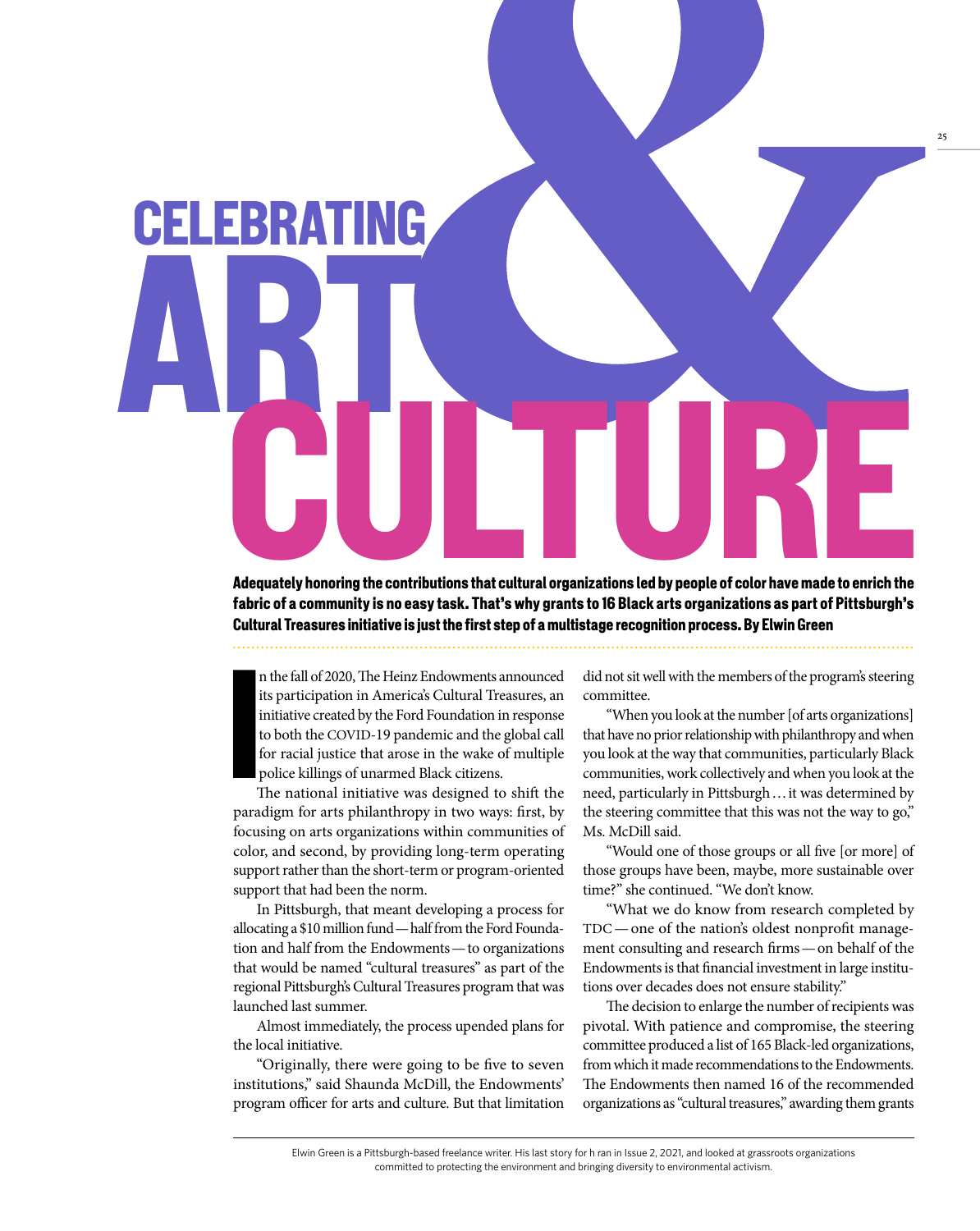# CELEBRATING ART & CULTURE

**Adequately honoring the contributions that cultural organizations led by people of color have made to enrich the fabric of a community is no easy task. That's why grants to 16 Black arts organizations as part of Pittsburgh's Cultural Treasures initiative is just the first step of a multistage recognition process. By Elwin Green**

In the fall of 2020, The Heinz Endowments announced its participation in America's Cultural Treasures, an initiative created by the Ford Foundation in response to both the COVID-19 pandemic and the global call for racial justice that arose in the wake of multiple police killings of unarmed Black citizens.

The national initiative was designed to shift the paradigm for arts philanthropy in two ways: first, by focusing on arts organizations within communities of color, and second, by providing long-term operating support rather than the short-term or program-oriented support that had been the norm.

In Pittsburgh, that meant developing a process for allocating a $10 million fund — half from the Ford Foundation and half from the Endowments — to organizations that would be named "cultural treasures" as part of the regional Pittsburgh's Cultural Treasures program that was launched last summer.

Almost immediately, the process upended plans for the local initiative.

"Originally, there were going to be five to seven institutions," said Shaunda McDill, the Endowments' program officer for arts and culture. But that limitation did not sit well with the members of the program's steering committee.

"When you look at the number [of arts organizations] that have no prior relationship with philanthropy and when you look at the way that communities, particularly Black communities, work collectively and when you look at the need, particularly in Pittsburgh … it was determined by the steering committee that this was not the way to go," Ms. McDill said.

"Would one of those groups or all five [or more] of those groups have been, maybe, more sustainable over time?" she continued. "We don't know.

"What we do know from research completed by TDC — one of the nation's oldest nonprofit management consulting and research firms — on behalf of the Endowments is that financial investment in large institutions over decades does not ensure stability."

The decision to enlarge the number of recipients was pivotal. With patience and compromise, the steering committee produced a list of 165 Black-led organizations, from which it made recommendations to the Endowments. The Endowments then named 16 of the recommended organizations as "cultural treasures," awarding them grants

---

Elwin Green is a Pittsburgh-based freelance writer. His last story for h ran in Issue 2, 2021, and looked at grassroots organizations committed to protecting the environment and bringing diversity to environmental activism.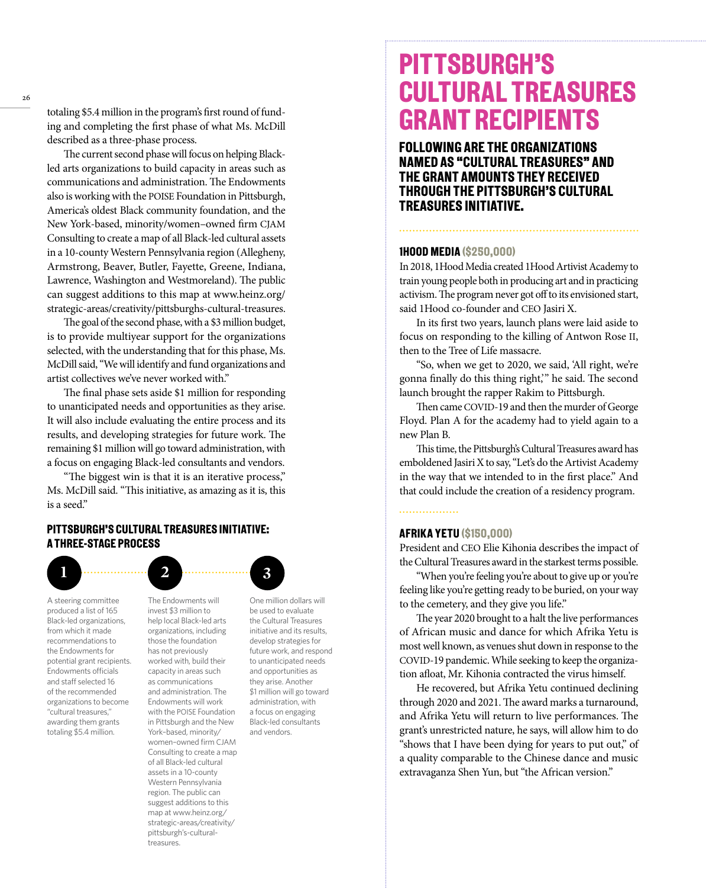totaling $5.4 million in the program's first round of funding and completing the first phase of what Ms. McDill described as a three-phase process.

The current second phase will focus on helping Black-led arts organizations to build capacity in areas such as communications and administration. The Endowments also is working with the POISE Foundation in Pittsburgh, America's oldest Black community foundation, and the New York-based, minority/women–owned firm CJAM Consulting to create a map of all Black-led cultural assets in a 10-county Western Pennsylvania region (Allegheny, Armstrong, Beaver, Butler, Fayette, Greene, Indiana, Lawrence, Washington and Westmoreland). The public can suggest additions to this map at www.heinz.org/strategic-areas/creativity/pittsburghs-cultural-treasures.

The goal of the second phase, with a $3 million budget, is to provide multiyear support for the organizations selected, with the understanding that for this phase, Ms. McDill said, "We will identify and fund organizations and artist collectives we've never worked with."

The final phase sets aside $1 million for responding to unanticipated needs and opportunities as they arise. It will also include evaluating the entire process and its results, and developing strategies for future work. The remaining $1 million will go toward administration, with a focus on engaging Black-led consultants and vendors.

"The biggest win is that it is an iterative process," Ms. McDill said. "This initiative, as amazing as it is, this is a seed."

### PITTSBURGH'S CULTURAL TREASURES INITIATIVE: A THREE-STAGE PROCESS

**1**

A steering committee produced a list of 165 Black-led organizations, from which it made recommendations to the Endowments for potential grant recipients. Endowments officials and staff selected 16 of the recommended organizations to become "cultural treasures," awarding them grants totaling $5.4 million.

**2**

The Endowments will invest $3 million to help local Black-led arts organizations, including those the foundation has not previously worked with, build their capacity in areas such as communications and administration. The Endowments will work with the POISE Foundation in Pittsburgh and the New York–based, minority/women–owned firm CJAM Consulting to create a map of all Black-led cultural assets in a 10-county Western Pennsylvania region. The public can suggest additions to this map at www.heinz.org/strategic-areas/creativity/pittsburgh's-cultural-treasures.

**3**

One million dollars will be used to evaluate the Cultural Treasures initiative and its results, develop strategies for future work, and respond to unanticipated needs and opportunities as they arise. Another $1 million will go toward administration, with a focus on engaging Black-led consultants and vendors.

# PITTSBURGH'S CULTURAL TREASURES GRANT RECIPIENTS

## FOLLOWING ARE THE ORGANIZATIONS NAMED AS "CULTURAL TREASURES" AND THE GRANT AMOUNTS THEY RECEIVED THROUGH THE PITTSBURGH'S CULTURAL TREASURES INITIATIVE.

### 1HOOD MEDIA ($250,000)

In 2018, 1Hood Media created 1Hood Artivist Academy to train young people both in producing art and in practicing activism. The program never got off to its envisioned start, said 1Hood co-founder and CEO Jasiri X.

In its first two years, launch plans were laid aside to focus on responding to the killing of Antwon Rose II, then to the Tree of Life massacre.

"So, when we get to 2020, we said, 'All right, we're gonna finally do this thing right,'" he said. The second launch brought the rapper Rakim to Pittsburgh.

Then came COVID-19 and then the murder of George Floyd. Plan A for the academy had to yield again to a new Plan B.

This time, the Pittsburgh's Cultural Treasures award has emboldened Jasiri X to say, "Let's do the Artivist Academy in the way that we intended to in the first place." And that could include the creation of a residency program.

### AFRIKA YETU ($150,000)

President and CEO Elie Kihonia describes the impact of the Cultural Treasures award in the starkest terms possible.

"When you're feeling you're about to give up or you're feeling like you're getting ready to be buried, on your way to the cemetery, and they give you life."

The year 2020 brought to a halt the live performances of African music and dance for which Afrika Yetu is most well known, as venues shut down in response to the COVID-19 pandemic. While seeking to keep the organization afloat, Mr. Kihonia contracted the virus himself.

He recovered, but Afrika Yetu continued declining through 2020 and 2021. The award marks a turnaround, and Afrika Yetu will return to live performances. The grant's unrestricted nature, he says, will allow him to do "shows that I have been dying for years to put out," of a quality comparable to the Chinese dance and music extravaganza Shen Yun, but "the African version."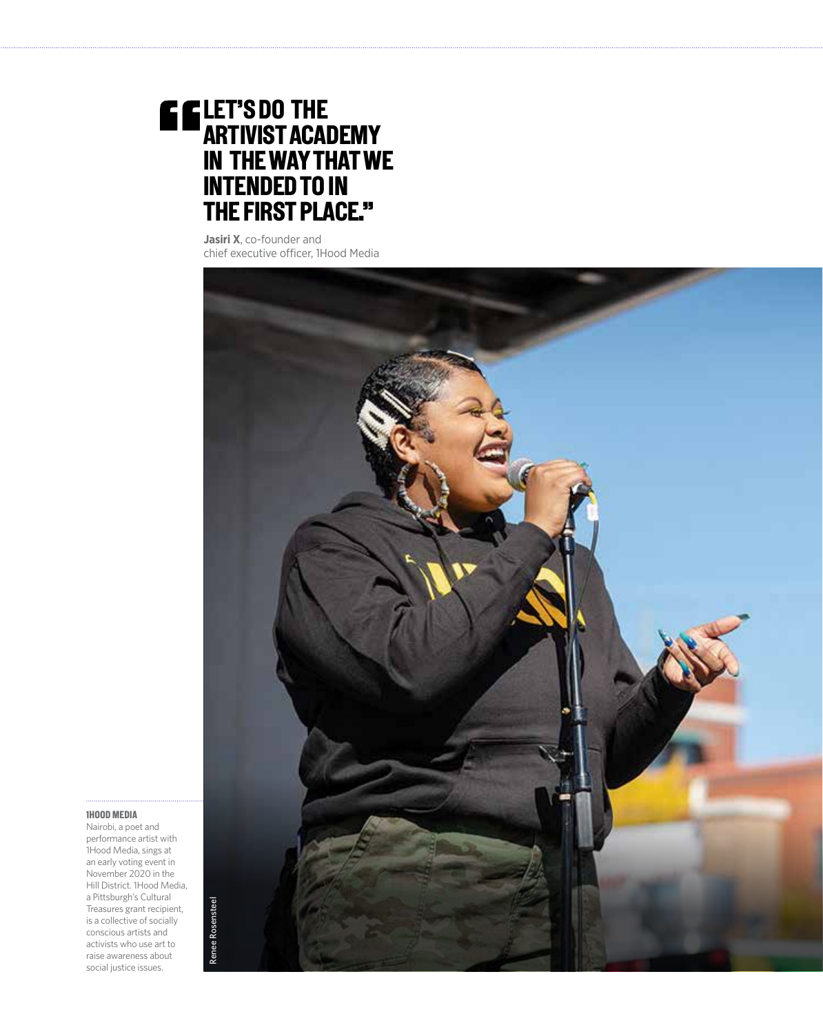> **"LET'S DO THE ARTIVIST ACADEMY IN THE WAY THAT WE INTENDED TO IN THE FIRST PLACE."**
>
> **Jasiri X**, co-founder and chief executive officer, 1Hood Media

**1HOOD MEDIA**

Nairobi, a poet and performance artist with 1Hood Media, sings at an early voting event in November 2020 in the Hill District. 1Hood Media, a Pittsburgh's Cultural Treasures grant recipient, is a collective of socially conscious artists and activists who use art to raise awareness about social justice issues.

Renee Rosensteel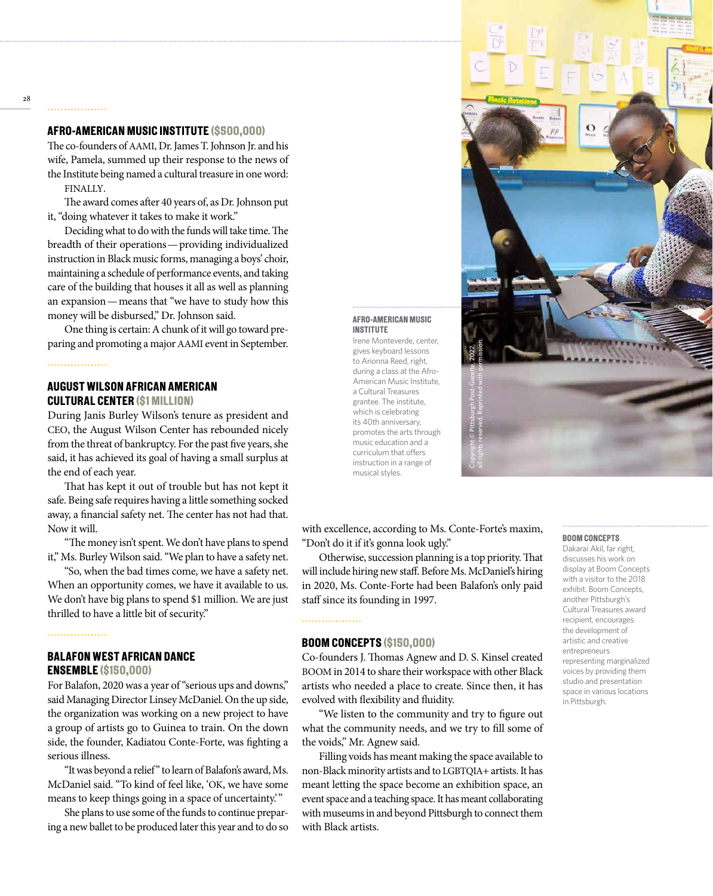## AFRO-AMERICAN MUSIC INSTITUTE ($500,000)

The co-founders of AAMI, Dr. James T. Johnson Jr. and his wife, Pamela, summed up their response to the news of the Institute being named a cultural treasure in one word: FINALLY.

The award comes after 40 years of, as Dr. Johnson put it, "doing whatever it takes to make it work."

Deciding what to do with the funds will take time. The breadth of their operations — providing individualized instruction in Black music forms, managing a boys' choir, maintaining a schedule of performance events, and taking care of the building that houses it all as well as planning an expansion — means that "we have to study how this money will be disbursed," Dr. Johnson said.

One thing is certain: A chunk of it will go toward preparing and promoting a major AAMI event in September.

## AUGUST WILSON AFRICAN AMERICAN CULTURAL CENTER ($1 MILLION)

During Janis Burley Wilson's tenure as president and CEO, the August Wilson Center has rebounded nicely from the threat of bankruptcy. For the past five years, she said, it has achieved its goal of having a small surplus at the end of each year.

That has kept it out of trouble but has not kept it safe. Being safe requires having a little something socked away, a financial safety net. The center has not had that. Now it will.

"The money isn't spent. We don't have plans to spend it," Ms. Burley Wilson said. "We plan to have a safety net.

"So, when the bad times come, we have a safety net. When an opportunity comes, we have it available to us. We don't have big plans to spend $1 million. We are just thrilled to have a little bit of security."

## BALAFON WEST AFRICAN DANCE ENSEMBLE ($150,000)

For Balafon, 2020 was a year of "serious ups and downs," said Managing Director Linsey McDaniel. On the up side, the organization was working on a new project to have a group of artists go to Guinea to train. On the down side, the founder, Kadiatou Conte-Forte, was fighting a serious illness.

"It was beyond a relief" to learn of Balafon's award, Ms. McDaniel said. "To kind of feel like, 'OK, we have some means to keep things going in a space of uncertainty.'"

She plans to use some of the funds to continue preparing a new ballet to be produced later this year and to do so with excellence, according to Ms. Conte-Forte's maxim, "Don't do it if it's gonna look ugly."

Otherwise, succession planning is a top priority. That will include hiring new staff. Before Ms. McDaniel's hiring in 2020, Ms. Conte-Forte had been Balafon's only paid staff since its founding in 1997.

**AFRO-AMERICAN MUSIC INSTITUTE**
Irene Monteverde, center, gives keyboard lessons to Arionna Reed, right, during a class at the Afro-American Music Institute, a Cultural Treasures grantee. The institute, which is celebrating its 40th anniversary, promotes the arts through music education and a curriculum that offers instruction in a range of musical styles.

Copyright © Pittsburgh Post-Gazette, 2022, all rights reserved. Reprinted with permission.

## BOOM CONCEPTS ($150,000)

Co-founders J. Thomas Agnew and D. S. Kinsel created BOOM in 2014 to share their workspace with other Black artists who needed a place to create. Since then, it has evolved with flexibility and fluidity.

"We listen to the community and try to figure out what the community needs, and we try to fill some of the voids," Mr. Agnew said.

Filling voids has meant making the space available to non-Black minority artists and to LGBTQIA+ artists. It has meant letting the space become an exhibition space, an event space and a teaching space. It has meant collaborating with museums in and beyond Pittsburgh to connect them with Black artists.

**BOOM CONCEPTS**
Dakarai Akil, far right, discusses his work on display at Boom Concepts with a visitor to the 2018 exhibit. Boom Concepts, another Pittsburgh's Cultural Treasures award recipient, encourages the development of artistic and creative entrepreneurs representing marginalized voices by providing them studio and presentation space in various locations in Pittsburgh.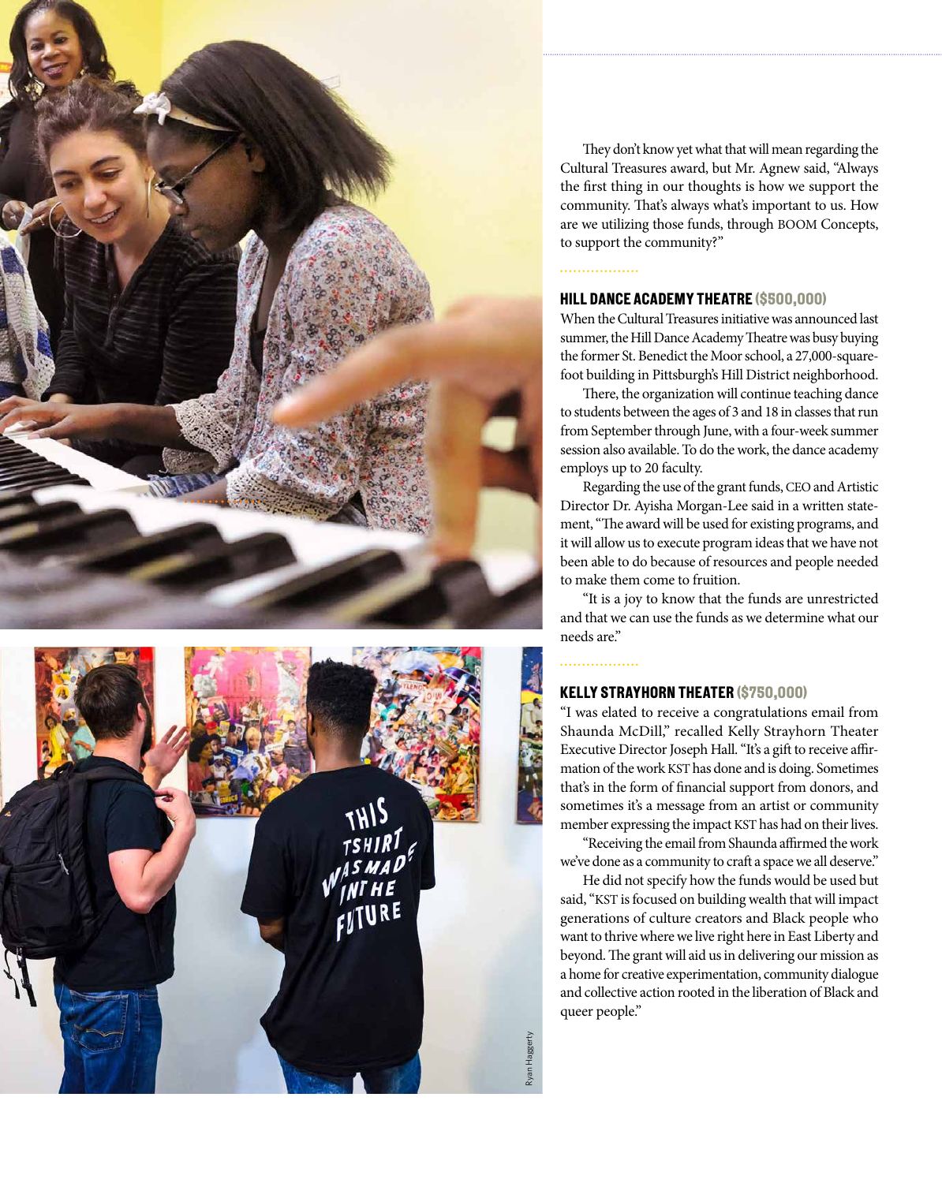They don't know yet what that will mean regarding the Cultural Treasures award, but Mr. Agnew said, "Always the first thing in our thoughts is how we support the community. That's always what's important to us. How are we utilizing those funds, through BOOM Concepts, to support the community?"

## HILL DANCE ACADEMY THEATRE ($500,000)

When the Cultural Treasures initiative was announced last summer, the Hill Dance Academy Theatre was busy buying the former St. Benedict the Moor school, a 27,000-square-foot building in Pittsburgh's Hill District neighborhood.

There, the organization will continue teaching dance to students between the ages of 3 and 18 in classes that run from September through June, with a four-week summer session also available. To do the work, the dance academy employs up to 20 faculty.

Regarding the use of the grant funds, CEO and Artistic Director Dr. Ayisha Morgan-Lee said in a written statement, "The award will be used for existing programs, and it will allow us to execute program ideas that we have not been able to do because of resources and people needed to make them come to fruition.

"It is a joy to know that the funds are unrestricted and that we can use the funds as we determine what our needs are."

## KELLY STRAYHORN THEATER ($750,000)

"I was elated to receive a congratulations email from Shaunda McDill," recalled Kelly Strayhorn Theater Executive Director Joseph Hall. "It's a gift to receive affirmation of the work KST has done and is doing. Sometimes that's in the form of financial support from donors, and sometimes it's a message from an artist or community member expressing the impact KST has had on their lives.

"Receiving the email from Shaunda affirmed the work we've done as a community to craft a space we all deserve."

He did not specify how the funds would be used but said, "KST is focused on building wealth that will impact generations of culture creators and Black people who want to thrive where we live right here in East Liberty and beyond. The grant will aid us in delivering our mission as a home for creative experimentation, community dialogue and collective action rooted in the liberation of Black and queer people."

Ryan Haggerty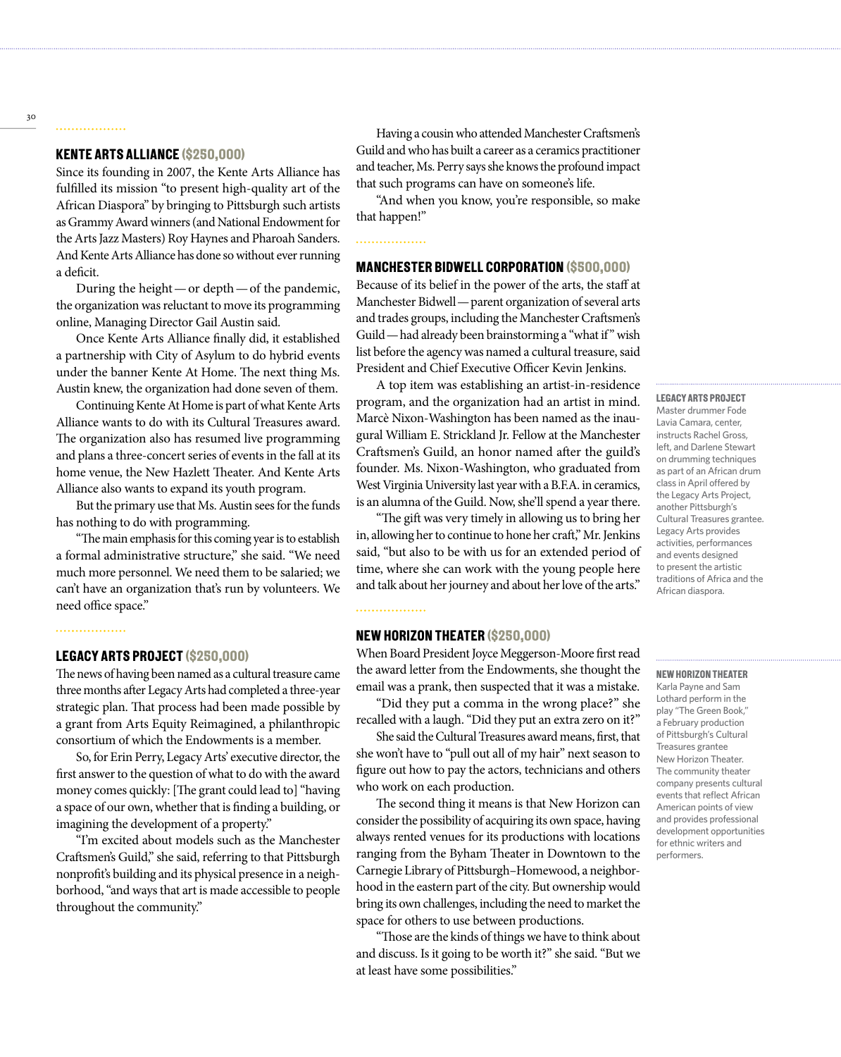## KENTE ARTS ALLIANCE ($250,000)

Since its founding in 2007, the Kente Arts Alliance has fulfilled its mission "to present high-quality art of the African Diaspora" by bringing to Pittsburgh such artists as Grammy Award winners (and National Endowment for the Arts Jazz Masters) Roy Haynes and Pharoah Sanders. And Kente Arts Alliance has done so without ever running a deficit.

During the height — or depth — of the pandemic, the organization was reluctant to move its programming online, Managing Director Gail Austin said.

Once Kente Arts Alliance finally did, it established a partnership with City of Asylum to do hybrid events under the banner Kente At Home. The next thing Ms. Austin knew, the organization had done seven of them.

Continuing Kente At Home is part of what Kente Arts Alliance wants to do with its Cultural Treasures award. The organization also has resumed live programming and plans a three-concert series of events in the fall at its home venue, the New Hazlett Theater. And Kente Arts Alliance also wants to expand its youth program.

But the primary use that Ms. Austin sees for the funds has nothing to do with programming.

"The main emphasis for this coming year is to establish a formal administrative structure," she said. "We need much more personnel. We need them to be salaried; we can't have an organization that's run by volunteers. We need office space."

## LEGACY ARTS PROJECT ($250,000)

The news of having been named as a cultural treasure came three months after Legacy Arts had completed a three-year strategic plan. That process had been made possible by a grant from Arts Equity Reimagined, a philanthropic consortium of which the Endowments is a member.

So, for Erin Perry, Legacy Arts' executive director, the first answer to the question of what to do with the award money comes quickly: [The grant could lead to] "having a space of our own, whether that is finding a building, or imagining the development of a property."

"I'm excited about models such as the Manchester Craftsmen's Guild," she said, referring to that Pittsburgh nonprofit's building and its physical presence in a neighborhood, "and ways that art is made accessible to people throughout the community."

Having a cousin who attended Manchester Craftsmen's Guild and who has built a career as a ceramics practitioner and teacher, Ms. Perry says she knows the profound impact that such programs can have on someone's life.

"And when you know, you're responsible, so make that happen!"

## MANCHESTER BIDWELL CORPORATION ($500,000)

Because of its belief in the power of the arts, the staff at Manchester Bidwell — parent organization of several arts and trades groups, including the Manchester Craftsmen's Guild — had already been brainstorming a "what if" wish list before the agency was named a cultural treasure, said President and Chief Executive Officer Kevin Jenkins.

A top item was establishing an artist-in-residence program, and the organization had an artist in mind. Marcè Nixon-Washington has been named as the inaugural William E. Strickland Jr. Fellow at the Manchester Craftsmen's Guild, an honor named after the guild's founder. Ms. Nixon-Washington, who graduated from West Virginia University last year with a B.F.A. in ceramics, is an alumna of the Guild. Now, she'll spend a year there.

"The gift was very timely in allowing us to bring her in, allowing her to continue to hone her craft," Mr. Jenkins said, "but also to be with us for an extended period of time, where she can work with the young people here and talk about her journey and about her love of the arts."

## NEW HORIZON THEATER ($250,000)

When Board President Joyce Meggerson-Moore first read the award letter from the Endowments, she thought the email was a prank, then suspected that it was a mistake.

"Did they put a comma in the wrong place?" she recalled with a laugh. "Did they put an extra zero on it?"

She said the Cultural Treasures award means, first, that she won't have to "pull out all of my hair" next season to figure out how to pay the actors, technicians and others who work on each production.

The second thing it means is that New Horizon can consider the possibility of acquiring its own space, having always rented venues for its productions with locations ranging from the Byham Theater in Downtown to the Carnegie Library of Pittsburgh–Homewood, a neighborhood in the eastern part of the city. But ownership would bring its own challenges, including the need to market the space for others to use between productions.

"Those are the kinds of things we have to think about and discuss. Is it going to be worth it?" she said. "But we at least have some possibilities."

**LEGACY ARTS PROJECT**
Master drummer Fode Lavia Camara, center, instructs Rachel Gross, left, and Darlene Stewart on drumming techniques as part of an African drum class in April offered by the Legacy Arts Project, another Pittsburgh's Cultural Treasures grantee. Legacy Arts provides activities, performances and events designed to present the artistic traditions of Africa and the African diaspora.

**NEW HORIZON THEATER**
Karla Payne and Sam Lothard perform in the play "The Green Book," a February production of Pittsburgh's Cultural Treasures grantee New Horizon Theater. The community theater company presents cultural events that reflect African American points of view and provides professional development opportunities for ethnic writers and performers.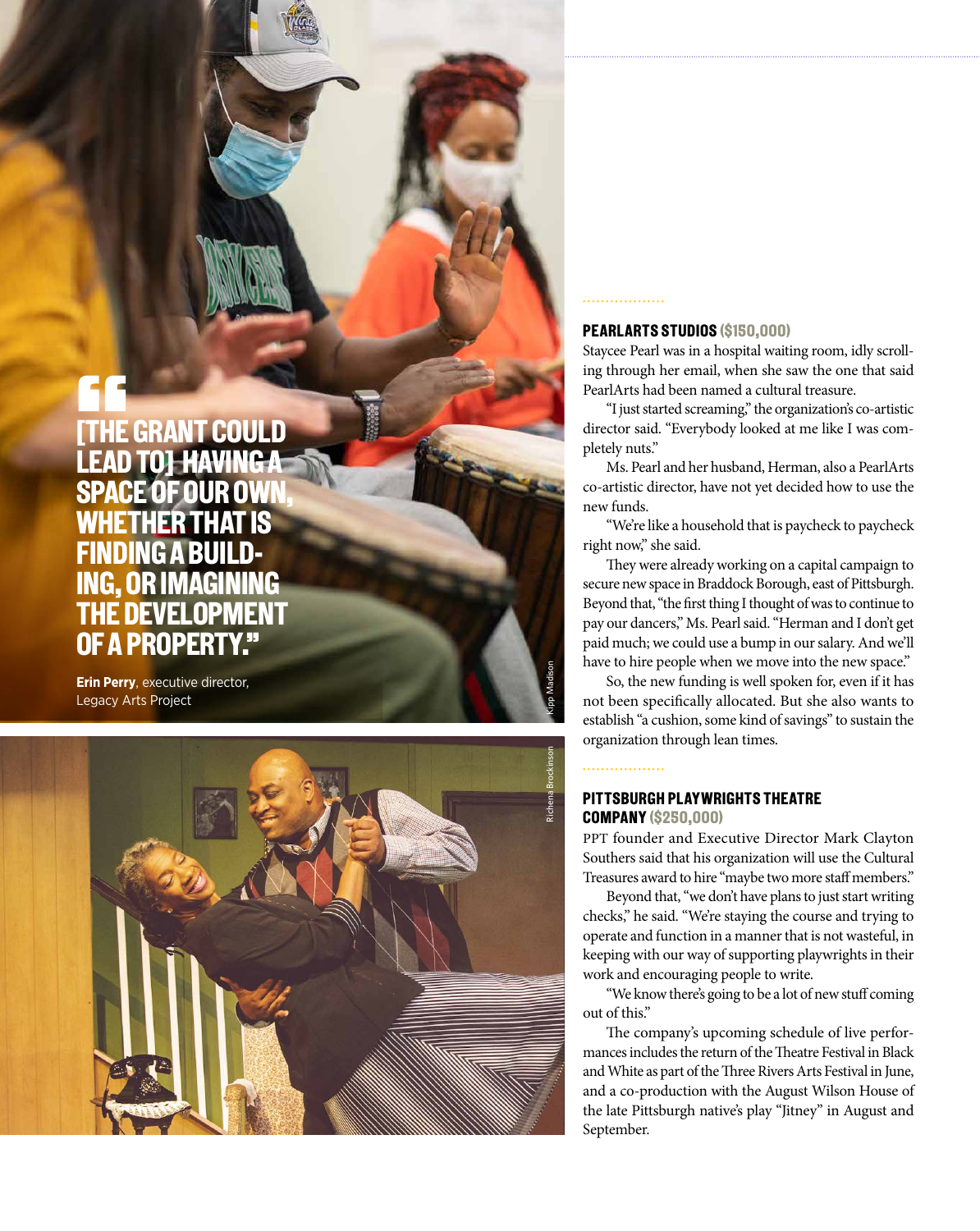> "[THE GRANT COULD LEAD TO] HAVING A SPACE OF OUR OWN, WHETHER THAT IS FINDING A BUILDING, OR IMAGINING THE DEVELOPMENT OF A PROPERTY."
>
> **Erin Perry**, executive director, Legacy Arts Project

Kipp Madison

Richena Brockinson

### PEARLARTS STUDIOS ($150,000)

Staycee Pearl was in a hospital waiting room, idly scrolling through her email, when she saw the one that said PearlArts had been named a cultural treasure.

"I just started screaming," the organization's co-artistic director said. "Everybody looked at me like I was completely nuts."

Ms. Pearl and her husband, Herman, also a PearlArts co-artistic director, have not yet decided how to use the new funds.

"We're like a household that is paycheck to paycheck right now," she said.

They were already working on a capital campaign to secure new space in Braddock Borough, east of Pittsburgh. Beyond that, "the first thing I thought of was to continue to pay our dancers," Ms. Pearl said. "Herman and I don't get paid much; we could use a bump in our salary. And we'll have to hire people when we move into the new space."

So, the new funding is well spoken for, even if it has not been specifically allocated. But she also wants to establish "a cushion, some kind of savings" to sustain the organization through lean times.

### PITTSBURGH PLAYWRIGHTS THEATRE COMPANY ($250,000)

PPT founder and Executive Director Mark Clayton Southers said that his organization will use the Cultural Treasures award to hire "maybe two more staff members."

Beyond that, "we don't have plans to just start writing checks," he said. "We're staying the course and trying to operate and function in a manner that is not wasteful, in keeping with our way of supporting playwrights in their work and encouraging people to write.

"We know there's going to be a lot of new stuff coming out of this."

The company's upcoming schedule of live performances includes the return of the Theatre Festival in Black and White as part of the Three Rivers Arts Festival in June, and a co-production with the August Wilson House of the late Pittsburgh native's play "Jitney" in August and September.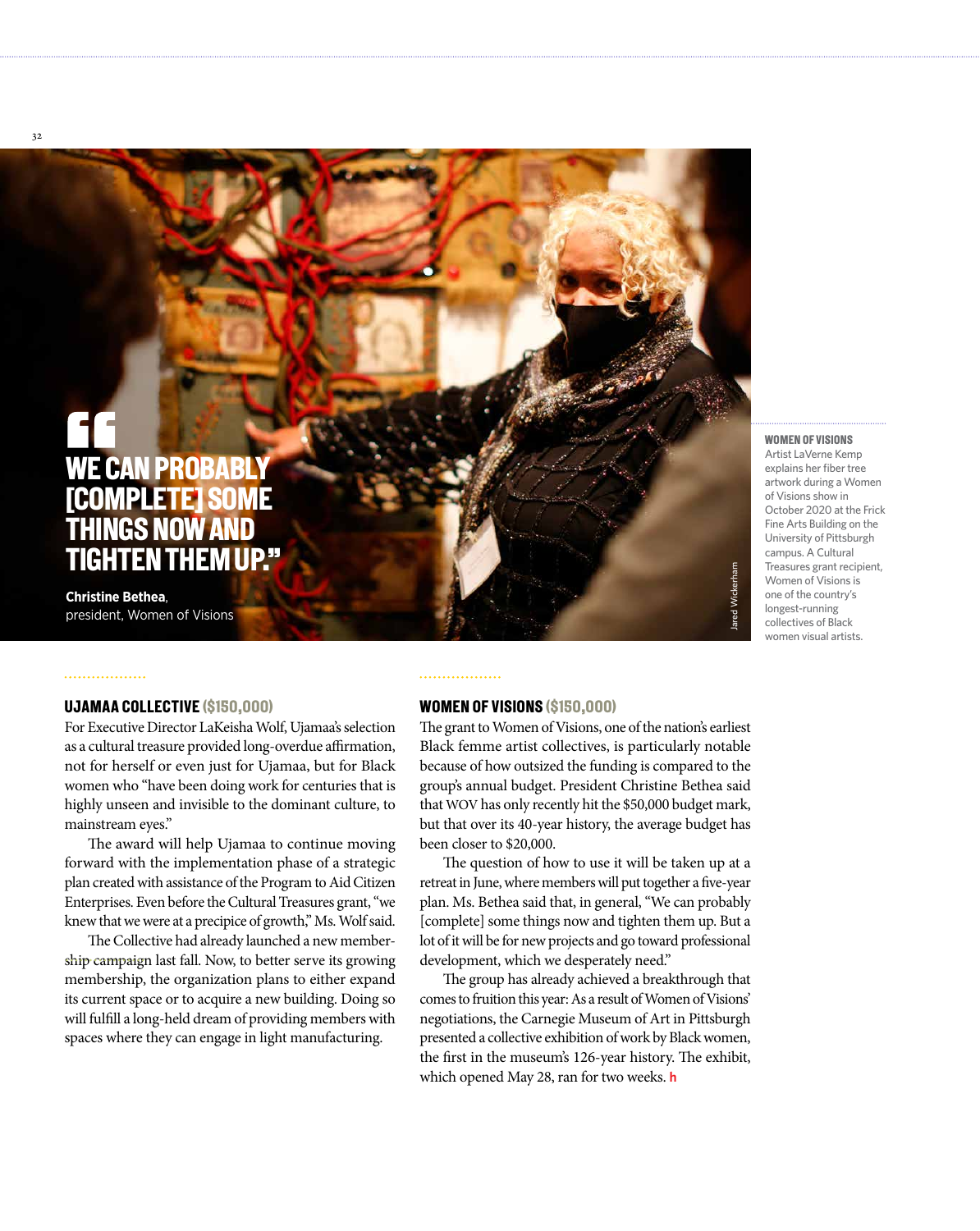"WE CAN PROBABLY [COMPLETE] SOME THINGS NOW AND TIGHTEN THEM UP."

**Christine Bethea**, president, Women of Visions

Jared Wickerham

**WOMEN OF VISIONS**
Artist LaVerne Kemp explains her fiber tree artwork during a Women of Visions show in October 2020 at the Frick Fine Arts Building on the University of Pittsburgh campus. A Cultural Treasures grant recipient, Women of Visions is one of the country's longest-running collectives of Black women visual artists.

### UJAMAA COLLECTIVE ($150,000)

For Executive Director LaKeisha Wolf, Ujamaa's selection as a cultural treasure provided long-overdue affirmation, not for herself or even just for Ujamaa, but for Black women who "have been doing work for centuries that is highly unseen and invisible to the dominant culture, to mainstream eyes."

The award will help Ujamaa to continue moving forward with the implementation phase of a strategic plan created with assistance of the Program to Aid Citizen Enterprises. Even before the Cultural Treasures grant, "we knew that we were at a precipice of growth," Ms. Wolf said.

The Collective had already launched a new membership campaign last fall. Now, to better serve its growing membership, the organization plans to either expand its current space or to acquire a new building. Doing so will fulfill a long-held dream of providing members with spaces where they can engage in light manufacturing.

### WOMEN OF VISIONS ($150,000)

The grant to Women of Visions, one of the nation's earliest Black femme artist collectives, is particularly notable because of how outsized the funding is compared to the group's annual budget. President Christine Bethea said that WOV has only recently hit the $50,000 budget mark, but that over its 40-year history, the average budget has been closer to $20,000.

The question of how to use it will be taken up at a retreat in June, where members will put together a five-year plan. Ms. Bethea said that, in general, "We can probably [complete] some things now and tighten them up. But a lot of it will be for new projects and go toward professional development, which we desperately need."

The group has already achieved a breakthrough that comes to fruition this year: As a result of Women of Visions' negotiations, the Carnegie Museum of Art in Pittsburgh presented a collective exhibition of work by Black women, the first in the museum's 126-year history. The exhibit, which opened May 28, ran for two weeks.